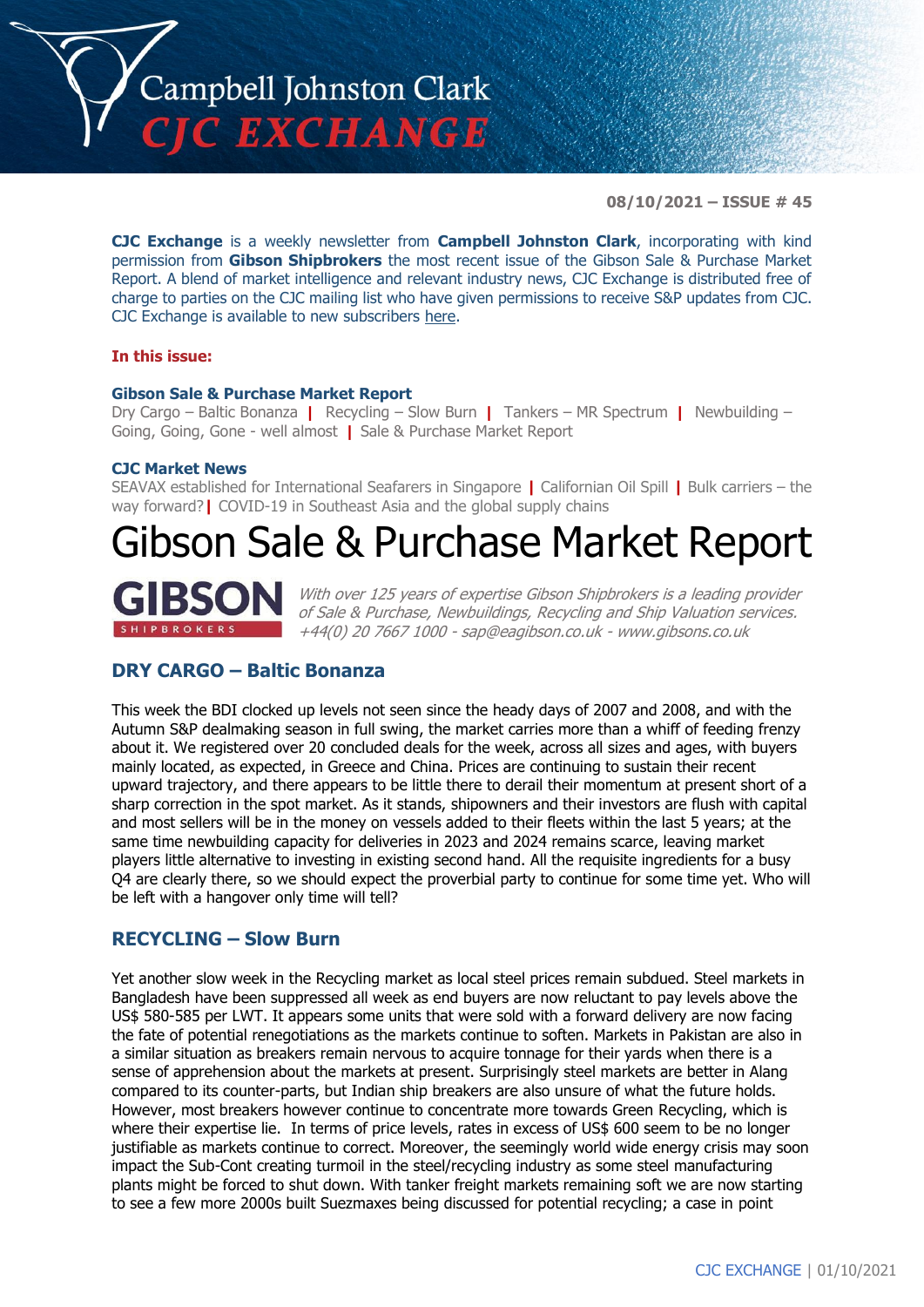Campbell Johnston Clark

CJC EXCHANGE

**08/10/2021 – ISSUE # 45**

**CJC Exchange** is a weekly newsletter from **Campbell Johnston Clark**, incorporating with kind permission from **Gibson Shipbrokers** the most recent issue of the Gibson Sale & Purchase Market Report. A blend of market intelligence and relevant industry news, CJC Exchange is distributed free of charge to parties on the CJC mailing list who have given permissions to receive S&P updates from CJC. CJC Exchange is available to new subscribers here.

**In this issue:**

**Gibson Sale & Purchase Market Report**

Dry Cargo – Baltic Bonanza | Recycling – Slow Burn | Tankers – MR Spectrum | Newbuilding – Going, Going, Gone - well almost | Sale & Purchase Market Report

**CJC Market News**

SEAVAX established for International Seafarers in Singapore | Californian Oil Spill | Bulk carriers – the way forward? | COVID-19 in Southeast Asia and the global supply chains

# Gibson Sale & Purchase Market Report

GIBSON SHIPBROKERS

*With over 125 years of expertise Gibson Shipbrokers is a leading provider of Sale & Purchase, Newbuildings, Recycling and Ship Valuation services. +44(0) 20 7667 1000 - sap@eagibson.co.uk - www.gibsons.co.uk*

## DRY CARGO – Baltic Bonanza

This week the BDI clocked up levels not seen since the heady days of 2007 and 2008, and with the Autumn S&P dealmaking season in full swing, the market carries more than a whiff of feeding frenzy about it. We registered over 20 concluded deals for the week, across all sizes and ages, with buyers mainly located, as expected, in Greece and China. Prices are continuing to sustain their recent upward trajectory, and there appears to be little there to derail their momentum at present short of a sharp correction in the spot market. As it stands, shipowners and their investors are flush with capital and most sellers will be in the money on vessels added to their fleets within the last 5 years; at the same time newbuilding capacity for deliveries in 2023 and 2024 remains scarce, leaving market players little alternative to investing in existing second hand. All the requisite ingredients for a busy Q4 are clearly there, so we should expect the proverbial party to continue for some time yet. Who will be left with a hangover only time will tell?

## RECYCLING – Slow Burn

Yet another slow week in the Recycling market as local steel prices remain subdued. Steel markets in Bangladesh have been suppressed all week as end buyers are now reluctant to pay levels above the US$ 580-585 per LWT. It appears some units that were sold with a forward delivery are now facing the fate of potential renegotiations as the markets continue to soften. Markets in Pakistan are also in a similar situation as breakers remain nervous to acquire tonnage for their yards when there is a sense of apprehension about the markets at present. Surprisingly steel markets are better in Alang compared to its counter-parts, but Indian ship breakers are also unsure of what the future holds. However, most breakers however continue to concentrate more towards Green Recycling, which is where their expertise lie. In terms of price levels, rates in excess of US$ 600 seem to be no longer justifiable as markets continue to correct. Moreover, the seemingly world wide energy crisis may soon impact the Sub-Cont creating turmoil in the steel/recycling industry as some steel manufacturing plants might be forced to shut down. With tanker freight markets remaining soft we are now starting to see a few more 2000s built Suezmaxes being discussed for potential recycling; a case in point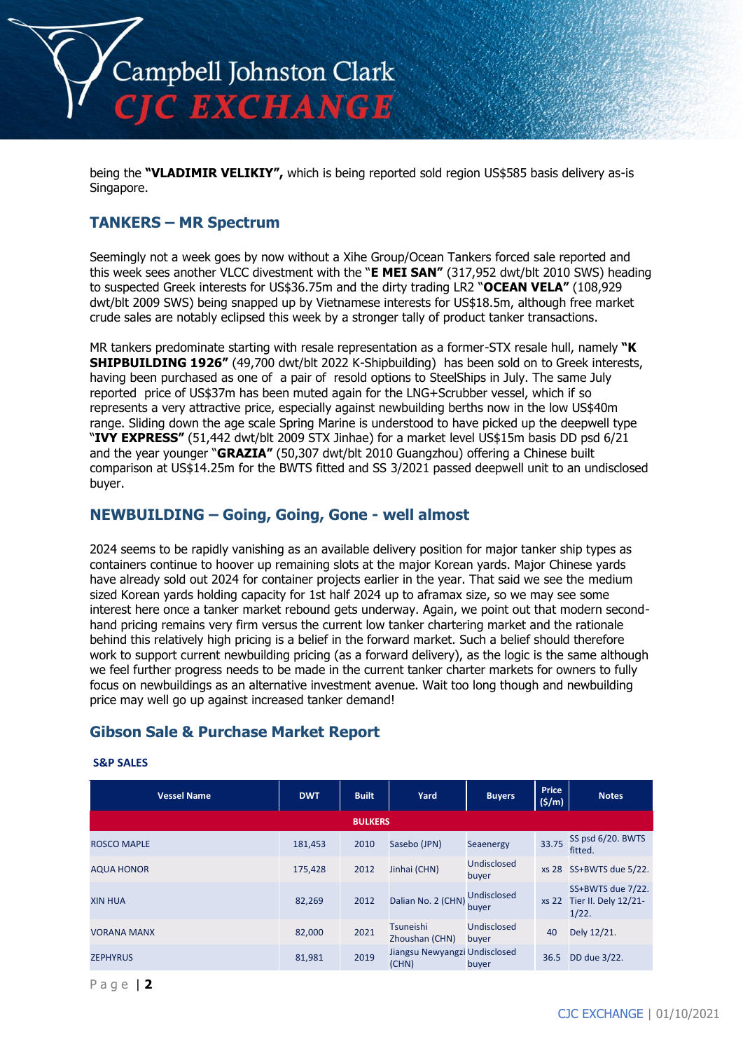being the **"VLADIMIR VELIKIY",** which is being reported sold region US$585 basis delivery as-is Singapore.

## TANKERS – MR Spectrum

Seemingly not a week goes by now without a Xihe Group/Ocean Tankers forced sale reported and this week sees another VLCC divestment with the "**E MEI SAN"** (317,952 dwt/blt 2010 SWS) heading to suspected Greek interests for US$36.75m and the dirty trading LR2 "**OCEAN VELA"** (108,929 dwt/blt 2009 SWS) being snapped up by Vietnamese interests for US$18.5m, although free market crude sales are notably eclipsed this week by a stronger tally of product tanker transactions.

MR tankers predominate starting with resale representation as a former-STX resale hull, namely **"K SHIPBUILDING 1926"** (49,700 dwt/blt 2022 K-Shipbuilding) has been sold on to Greek interests, having been purchased as one of a pair of resold options to SteelShips in July. The same July reported price of US$37m has been muted again for the LNG+Scrubber vessel, which if so represents a very attractive price, especially against newbuilding berths now in the low US$40m range. Sliding down the age scale Spring Marine is understood to have picked up the deepwell type "**IVY EXPRESS"** (51,442 dwt/blt 2009 STX Jinhae) for a market level US$15m basis DD psd 6/21 and the year younger "**GRAZIA"** (50,307 dwt/blt 2010 Guangzhou) offering a Chinese built comparison at US$14.25m for the BWTS fitted and SS 3/2021 passed deepwell unit to an undisclosed buyer.

## NEWBUILDING – Going, Going, Gone - well almost

2024 seems to be rapidly vanishing as an available delivery position for major tanker ship types as containers continue to hoover up remaining slots at the major Korean yards. Major Chinese yards have already sold out 2024 for container projects earlier in the year. That said we see the medium sized Korean yards holding capacity for 1st half 2024 up to aframax size, so we may see some interest here once a tanker market rebound gets underway. Again, we point out that modern second-hand pricing remains very firm versus the current low tanker chartering market and the rationale behind this relatively high pricing is a belief in the forward market. Such a belief should therefore work to support current newbuilding pricing (as a forward delivery), as the logic is the same although we feel further progress needs to be made in the current tanker charter markets for owners to fully focus on newbuildings as an alternative investment avenue. Wait too long though and newbuilding price may well go up against increased tanker demand!

## Gibson Sale & Purchase Market Report

**S&P SALES**

| Vessel Name | DWT | Built | Yard | Buyers | Price ($/m) | Notes |
|---|---|---|---|---|---|---|
| **BULKERS** | | | | | | |
| ROSCO MAPLE | 181,453 | 2010 | Sasebo (JPN) | Seaenergy | 33.75 | SS psd 6/20. BWTS fitted. |
| AQUA HONOR | 175,428 | 2012 | Jinhai (CHN) | Undisclosed buyer | xs 28 | SS+BWTS due 5/22. |
| XIN HUA | 82,269 | 2012 | Dalian No. 2 (CHN) | Undisclosed buyer | xs 22 | SS+BWTS due 7/22. Tier II. Dely 12/21-1/22. |
| VORANA MANX | 82,000 | 2021 | Tsuneishi Zhoushan (CHN) | Undisclosed buyer | 40 | Dely 12/21. |
| ZEPHYRUS | 81,981 | 2019 | Jiangsu Newyangzi (CHN) | Undisclosed buyer | 36.5 | DD due 3/22. |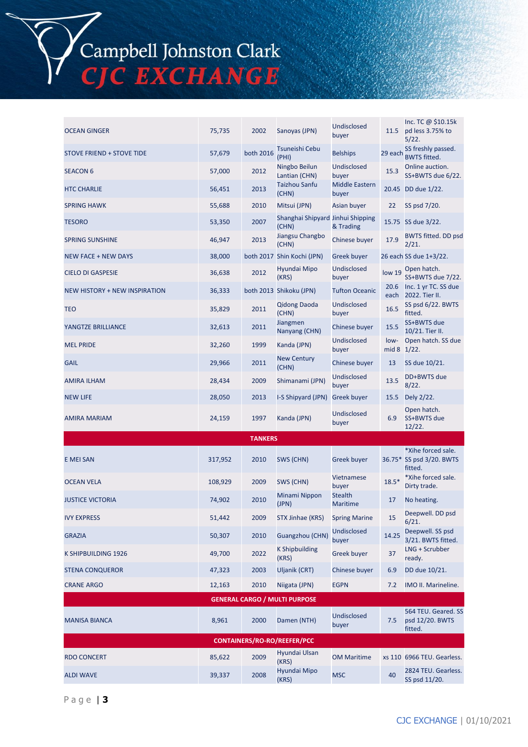| | | | | | | |
|---|---|---|---|---|---|---|
| OCEAN GINGER | 75,735 | 2002 | Sanoyas (JPN) | Undisclosed buyer | 11.5 | Inc. TC @ $10.15k pd less 3.75% to 5/22. |
| STOVE FRIEND + STOVE TIDE | 57,679 | both 2016 | Tsuneishi Cebu (PHI) | Belships | 29 each | SS freshly passed. BWTS fitted. |
| SEACON 6 | 57,000 | 2012 | Ningbo Beilun Lantian (CHN) | Undisclosed buyer | 15.3 | Online auction. SS+BWTS due 6/22. |
| HTC CHARLIE | 56,451 | 2013 | Taizhou Sanfu (CHN) | Middle Eastern buyer | 20.45 | DD due 1/22. |
| SPRING HAWK | 55,688 | 2010 | Mitsui (JPN) | Asian buyer | 22 | SS psd 7/20. |
| TESORO | 53,350 | 2007 | Shanghai Shipyard (CHN) | Jinhui Shipping & Trading | 15.75 | SS due 3/22. |
| SPRING SUNSHINE | 46,947 | 2013 | Jiangsu Changbo (CHN) | Chinese buyer | 17.9 | BWTS fitted. DD psd 2/21. |
| NEW FACE + NEW DAYS | 38,000 | both 2017 | Shin Kochi (JPN) | Greek buyer | 26 each | SS due 1+3/22. |
| CIELO DI GASPESIE | 36,638 | 2012 | Hyundai Mipo (KRS) | Undisclosed buyer | low 19 | Open hatch. SS+BWTS due 7/22. |
| NEW HISTORY + NEW INSPIRATION | 36,333 | both 2013 | Shikoku (JPN) | Tufton Oceanic | 20.6 each | Inc. 1 yr TC. SS due 2022. Tier II. |
| TEO | 35,829 | 2011 | Qidong Daoda (CHN) | Undisclosed buyer | 16.5 | SS psd 6/22. BWTS fitted. |
| YANGTZE BRILLIANCE | 32,613 | 2011 | Jiangmen Nanyang (CHN) | Chinese buyer | 15.5 | SS+BWTS due 10/21. Tier II. |
| MEL PRIDE | 32,260 | 1999 | Kanda (JPN) | Undisclosed buyer | low-mid 8 | Open hatch. SS due 1/22. |
| GAIL | 29,966 | 2011 | New Century (CHN) | Chinese buyer | 13 | SS due 10/21. |
| AMIRA ILHAM | 28,434 | 2009 | Shimanami (JPN) | Undisclosed buyer | 13.5 | DD+BWTS due 8/22. |
| NEW LIFE | 28,050 | 2013 | I-S Shipyard (JPN) | Greek buyer | 15.5 | Dely 2/22. |
| AMIRA MARIAM | 24,159 | 1997 | Kanda (JPN) | Undisclosed buyer | 6.9 | Open hatch. SS+BWTS due 12/22. |
| **TANKERS** | | | | | | |
| E MEI SAN | 317,952 | 2010 | SWS (CHN) | Greek buyer | 36.75* | *Xihe forced sale. SS psd 3/20. BWTS fitted. |
| OCEAN VELA | 108,929 | 2009 | SWS (CHN) | Vietnamese buyer | 18.5* | *Xihe forced sale. Dirty trade. |
| JUSTICE VICTORIA | 74,902 | 2010 | Minami Nippon (JPN) | Stealth Maritime | 17 | No heating. |
| IVY EXPRESS | 51,442 | 2009 | STX Jinhae (KRS) | Spring Marine | 15 | Deepwell. DD psd 6/21. |
| GRAZIA | 50,307 | 2010 | Guangzhou (CHN) | Undisclosed buyer | 14.25 | Deepwell. SS psd 3/21. BWTS fitted. |
| K SHIPBUILDING 1926 | 49,700 | 2022 | K Shipbuilding (KRS) | Greek buyer | 37 | LNG + Scrubber ready. |
| STENA CONQUEROR | 47,323 | 2003 | Uljanik (CRT) | Chinese buyer | 6.9 | DD due 10/21. |
| CRANE ARGO | 12,163 | 2010 | Niigata (JPN) | EGPN | 7.2 | IMO II. Marineline. |
| **GENERAL CARGO / MULTI PURPOSE** | | | | | | |
| MANISA BIANCA | 8,961 | 2000 | Damen (NTH) | Undisclosed buyer | 7.5 | 564 TEU. Geared. SS psd 12/20. BWTS fitted. |
| **CONTAINERS/RO-RO/REEFER/PCC** | | | | | | |
| RDO CONCERT | 85,622 | 2009 | Hyundai Ulsan (KRS) | OM Maritime | xs 110 | 6966 TEU. Gearless. |
| ALDI WAVE | 39,337 | 2008 | Hyundai Mipo (KRS) | MSC | 40 | 2824 TEU. Gearless. SS psd 11/20. |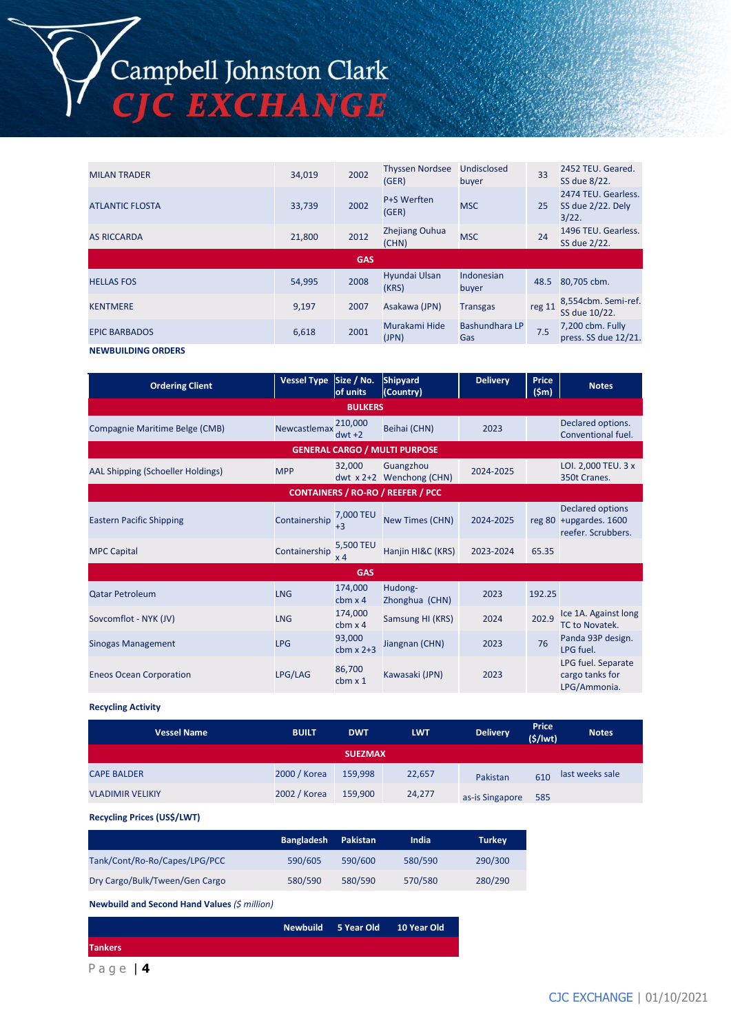| | | | | | | |
|---|---|---|---|---|---|---|
| MILAN TRADER | 34,019 | 2002 | Thyssen Nordsee (GER) | Undisclosed buyer | 33 | 2452 TEU. Geared. SS due 8/22. |
| ATLANTIC FLOSTA | 33,739 | 2002 | P+S Werften (GER) | MSC | 25 | 2474 TEU. Gearless. SS due 2/22. Dely 3/22. |
| AS RICCARDA | 21,800 | 2012 | Zhejiang Ouhua (CHN) | MSC | 24 | 1496 TEU. Gearless. SS due 2/22. |
| **GAS** | | | | | | |
| HELLAS FOS | 54,995 | 2008 | Hyundai Ulsan (KRS) | Indonesian buyer | 48.5 | 80,705 cbm. |
| KENTMERE | 9,197 | 2007 | Asakawa (JPN) | Transgas | reg 11 | 8,554cbm. Semi-ref. SS due 10/22. |
| EPIC BARBADOS | 6,618 | 2001 | Murakami Hide (JPN) | Bashundhara LP Gas | 7.5 | 7,200 cbm. Fully press. SS due 12/21. |

**NEWBUILDING ORDERS**

| Ordering Client | Vessel Type | Size / No. of units | Shipyard (Country) | Delivery | Price ($m) | Notes |
|---|---|---|---|---|---|---|
| **BULKERS** | | | | | | |
| Compagnie Maritime Belge (CMB) | Newcastlemax | 210,000 dwt +2 | Beihai (CHN) | 2023 | | Declared options. Conventional fuel. |
| **GENERAL CARGO / MULTI PURPOSE** | | | | | | |
| AAL Shipping (Schoeller Holdings) | MPP | 32,000 dwt x 2+2 | Guangzhou Wenchong (CHN) | 2024-2025 | | LOI. 2,000 TEU. 3 x 350t Cranes. |
| **CONTAINERS / RO-RO / REEFER / PCC** | | | | | | |
| Eastern Pacific Shipping | Containership | 7,000 TEU +3 | New Times (CHN) | 2024-2025 | reg 80 | Declared options +upgardes. 1600 reefer. Scrubbers. |
| MPC Capital | Containership | 5,500 TEU x 4 | Hanjin HI&C (KRS) | 2023-2024 | 65.35 | |
| **GAS** | | | | | | |
| Qatar Petroleum | LNG | 174,000 cbm x 4 | Hudong-Zhonghua (CHN) | 2023 | 192.25 | |
| Sovcomflot - NYK (JV) | LNG | 174,000 cbm x 4 | Samsung HI (KRS) | 2024 | 202.9 | Ice 1A. Against long TC to Novatek. |
| Sinogas Management | LPG | 93,000 cbm x 2+3 | Jiangnan (CHN) | 2023 | 76 | Panda 93P design. LPG fuel. |
| Eneos Ocean Corporation | LPG/LAG | 86,700 cbm x 1 | Kawasaki (JPN) | 2023 | | LPG fuel. Separate cargo tanks for LPG/Ammonia. |

**Recycling Activity**

| Vessel Name | BUILT | DWT | LWT | Delivery | Price ($/lwt) | Notes |
|---|---|---|---|---|---|---|
| **SUEZMAX** | | | | | | |
| CAPE BALDER | 2000 / Korea | 159,998 | 22,657 | Pakistan | 610 | last weeks sale |
| VLADIMIR VELIKIY | 2002 / Korea | 159,900 | 24,277 | as-is Singapore | 585 | |

**Recycling Prices (US$/LWT)**

| | Bangladesh | Pakistan | India | Turkey |
|---|---|---|---|---|
| Tank/Cont/Ro-Ro/Capes/LPG/PCC | 590/605 | 590/600 | 580/590 | 290/300 |
| Dry Cargo/Bulk/Tween/Gen Cargo | 580/590 | 580/590 | 570/580 | 280/290 |

**Newbuild and Second Hand Values** *($ million)*

| | Newbuild | 5 Year Old | 10 Year Old |
|---|---|---|---|
| **Tankers** | | | |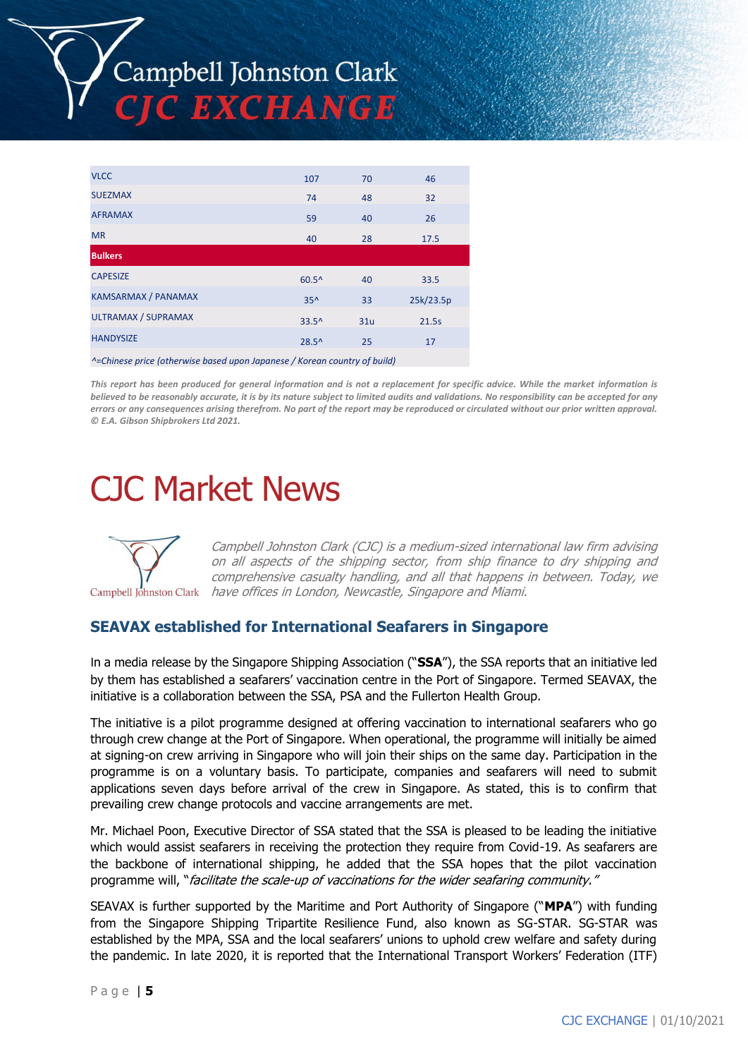| | | | |
|---|---|---|---|
| VLCC | 107 | 70 | 46 |
| SUEZMAX | 74 | 48 | 32 |
| AFRAMAX | 59 | 40 | 26 |
| MR | 40 | 28 | 17.5 |
| **Bulkers** | | | |
| CAPESIZE | 60.5^ | 40 | 33.5 |
| KAMSARMAX / PANAMAX | 35^ | 33 | 25k/23.5p |
| ULTRAMAX / SUPRAMAX | 33.5^ | 31u | 21.5s |
| HANDYSIZE | 28.5^ | 25 | 17 |

*^=Chinese price (otherwise based upon Japanese / Korean country of build)*

***This report has been produced for general information and is not a replacement for specific advice. While the market information is believed to be reasonably accurate, it is by its nature subject to limited audits and validations. No responsibility can be accepted for any errors or any consequences arising therefrom. No part of the report may be reproduced or circulated without our prior written approval. © E.A. Gibson Shipbrokers Ltd 2021.***

# CJC Market News

*Campbell Johnston Clark (CJC) is a medium-sized international law firm advising on all aspects of the shipping sector, from ship finance to dry shipping and comprehensive casualty handling, and all that happens in between. Today, we have offices in London, Newcastle, Singapore and Miami.*

## SEAVAX established for International Seafarers in Singapore

In a media release by the Singapore Shipping Association ("**SSA**"), the SSA reports that an initiative led by them has established a seafarers' vaccination centre in the Port of Singapore. Termed SEAVAX, the initiative is a collaboration between the SSA, PSA and the Fullerton Health Group.

The initiative is a pilot programme designed at offering vaccination to international seafarers who go through crew change at the Port of Singapore. When operational, the programme will initially be aimed at signing-on crew arriving in Singapore who will join their ships on the same day. Participation in the programme is on a voluntary basis. To participate, companies and seafarers will need to submit applications seven days before arrival of the crew in Singapore. As stated, this is to confirm that prevailing crew change protocols and vaccine arrangements are met.

Mr. Michael Poon, Executive Director of SSA stated that the SSA is pleased to be leading the initiative which would assist seafarers in receiving the protection they require from Covid-19. As seafarers are the backbone of international shipping, he added that the SSA hopes that the pilot vaccination programme will, "*facilitate the scale-up of vaccinations for the wider seafaring community.*"

SEAVAX is further supported by the Maritime and Port Authority of Singapore ("**MPA**") with funding from the Singapore Shipping Tripartite Resilience Fund, also known as SG-STAR. SG-STAR was established by the MPA, SSA and the local seafarers' unions to uphold crew welfare and safety during the pandemic. In late 2020, it is reported that the International Transport Workers' Federation (ITF)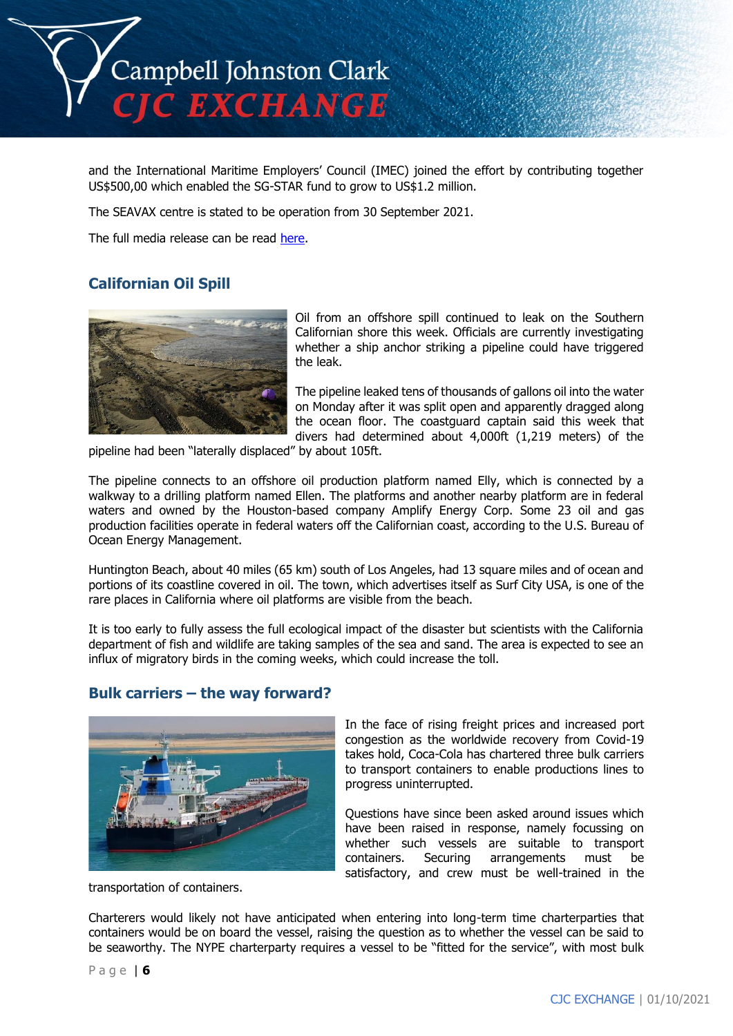and the International Maritime Employers' Council (IMEC) joined the effort by contributing together US$500,00 which enabled the SG-STAR fund to grow to US$1.2 million.

The SEAVAX centre is stated to be operation from 30 September 2021.

The full media release can be read here.

## Californian Oil Spill

Oil from an offshore spill continued to leak on the Southern Californian shore this week. Officials are currently investigating whether a ship anchor striking a pipeline could have triggered the leak.

The pipeline leaked tens of thousands of gallons oil into the water on Monday after it was split open and apparently dragged along the ocean floor. The coastguard captain said this week that divers had determined about 4,000ft (1,219 meters) of the pipeline had been "laterally displaced" by about 105ft.

The pipeline connects to an offshore oil production platform named Elly, which is connected by a walkway to a drilling platform named Ellen. The platforms and another nearby platform are in federal waters and owned by the Houston-based company Amplify Energy Corp. Some 23 oil and gas production facilities operate in federal waters off the Californian coast, according to the U.S. Bureau of Ocean Energy Management.

Huntington Beach, about 40 miles (65 km) south of Los Angeles, had 13 square miles and of ocean and portions of its coastline covered in oil. The town, which advertises itself as Surf City USA, is one of the rare places in California where oil platforms are visible from the beach.

It is too early to fully assess the full ecological impact of the disaster but scientists with the California department of fish and wildlife are taking samples of the sea and sand. The area is expected to see an influx of migratory birds in the coming weeks, which could increase the toll.

## Bulk carriers – the way forward?

In the face of rising freight prices and increased port congestion as the worldwide recovery from Covid-19 takes hold, Coca-Cola has chartered three bulk carriers to transport containers to enable productions lines to progress uninterrupted.

Questions have since been asked around issues which have been raised in response, namely focussing on whether such vessels are suitable to transport containers. Securing arrangements must be satisfactory, and crew must be well-trained in the transportation of containers.

Charterers would likely not have anticipated when entering into long-term time charterparties that containers would be on board the vessel, raising the question as to whether the vessel can be said to be seaworthy. The NYPE charterparty requires a vessel to be "fitted for the service", with most bulk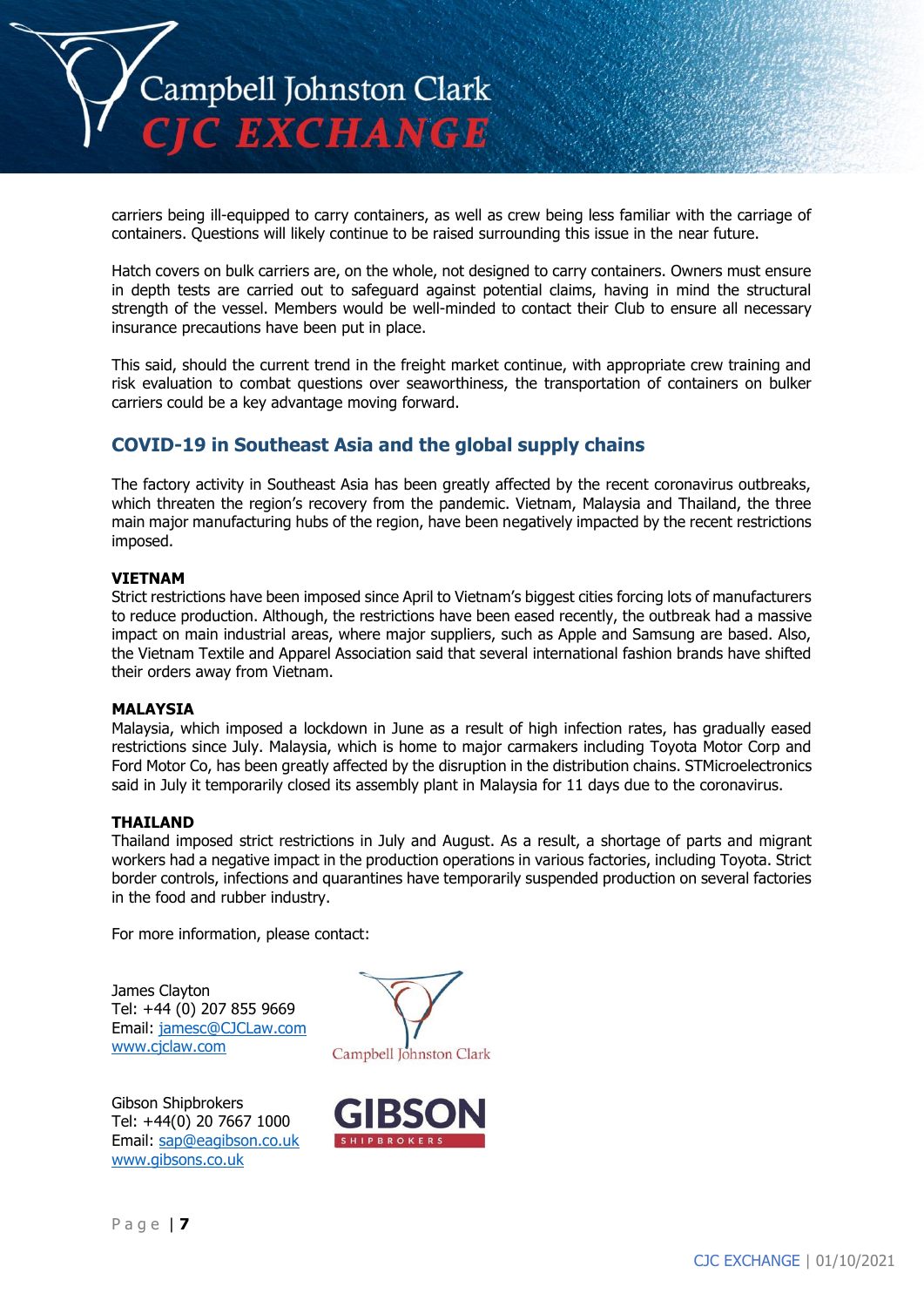carriers being ill-equipped to carry containers, as well as crew being less familiar with the carriage of containers. Questions will likely continue to be raised surrounding this issue in the near future.

Hatch covers on bulk carriers are, on the whole, not designed to carry containers. Owners must ensure in depth tests are carried out to safeguard against potential claims, having in mind the structural strength of the vessel. Members would be well-minded to contact their Club to ensure all necessary insurance precautions have been put in place.

This said, should the current trend in the freight market continue, with appropriate crew training and risk evaluation to combat questions over seaworthiness, the transportation of containers on bulker carriers could be a key advantage moving forward.

## COVID-19 in Southeast Asia and the global supply chains

The factory activity in Southeast Asia has been greatly affected by the recent coronavirus outbreaks, which threaten the region's recovery from the pandemic. Vietnam, Malaysia and Thailand, the three main major manufacturing hubs of the region, have been negatively impacted by the recent restrictions imposed.

**VIETNAM**
Strict restrictions have been imposed since April to Vietnam's biggest cities forcing lots of manufacturers to reduce production. Although, the restrictions have been eased recently, the outbreak had a massive impact on main industrial areas, where major suppliers, such as Apple and Samsung are based. Also, the Vietnam Textile and Apparel Association said that several international fashion brands have shifted their orders away from Vietnam.

**MALAYSIA**
Malaysia, which imposed a lockdown in June as a result of high infection rates, has gradually eased restrictions since July. Malaysia, which is home to major carmakers including Toyota Motor Corp and Ford Motor Co, has been greatly affected by the disruption in the distribution chains. STMicroelectronics said in July it temporarily closed its assembly plant in Malaysia for 11 days due to the coronavirus.

**THAILAND**
Thailand imposed strict restrictions in July and August. As a result, a shortage of parts and migrant workers had a negative impact in the production operations in various factories, including Toyota. Strict border controls, infections and quarantines have temporarily suspended production on several factories in the food and rubber industry.

For more information, please contact:

James Clayton
Tel: +44 (0) 207 855 9669
Email: jamesc@CJCLaw.com
www.cjclaw.com

Gibson Shipbrokers
Tel: +44(0) 20 7667 1000
Email: sap@eagibson.co.uk
www.gibsons.co.uk